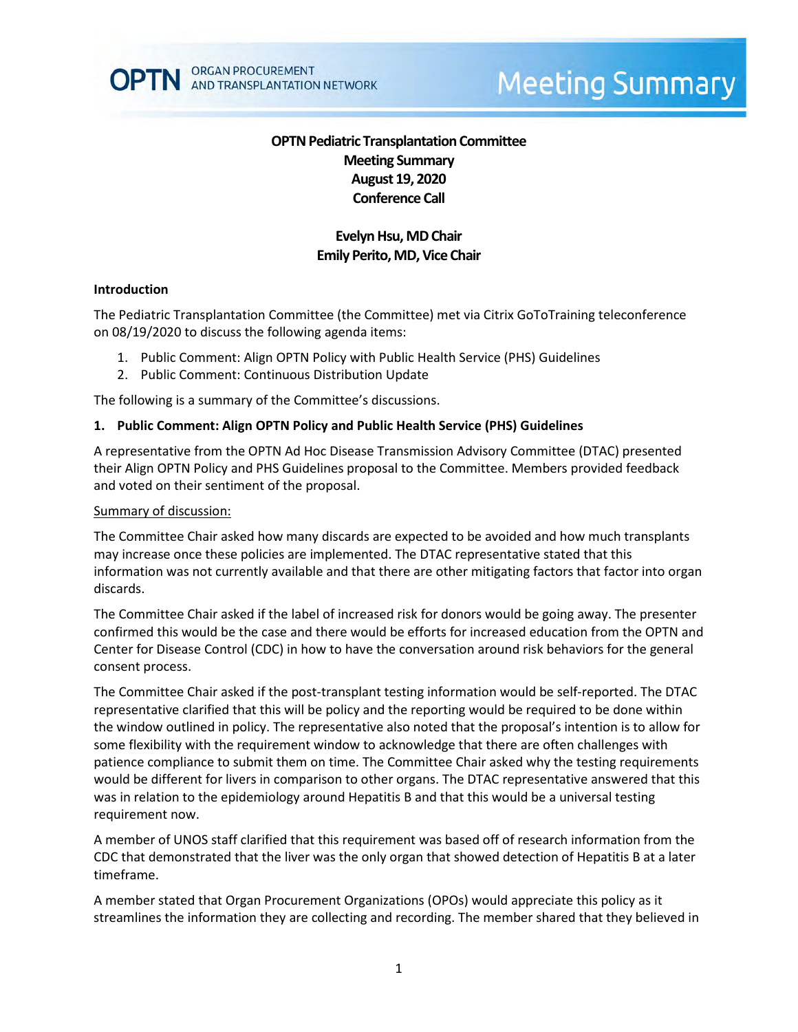# OPTN Pediatric Transplantation Committee
# Meeting Summary
# August 19, 2020
# Conference Call

**Evelyn Hsu, MD Chair**
**Emily Perito, MD, Vice Chair**

## Introduction

The Pediatric Transplantation Committee (the Committee) met via Citrix GoToTraining teleconference on 08/19/2020 to discuss the following agenda items:

1. Public Comment: Align OPTN Policy with Public Health Service (PHS) Guidelines
2. Public Comment: Continuous Distribution Update

The following is a summary of the Committee's discussions.

## 1. Public Comment: Align OPTN Policy and Public Health Service (PHS) Guidelines

A representative from the OPTN Ad Hoc Disease Transmission Advisory Committee (DTAC) presented their Align OPTN Policy and PHS Guidelines proposal to the Committee. Members provided feedback and voted on their sentiment of the proposal.

Summary of discussion:

The Committee Chair asked how many discards are expected to be avoided and how much transplants may increase once these policies are implemented. The DTAC representative stated that this information was not currently available and that there are other mitigating factors that factor into organ discards.

The Committee Chair asked if the label of increased risk for donors would be going away. The presenter confirmed this would be the case and there would be efforts for increased education from the OPTN and Center for Disease Control (CDC) in how to have the conversation around risk behaviors for the general consent process.

The Committee Chair asked if the post-transplant testing information would be self-reported. The DTAC representative clarified that this will be policy and the reporting would be required to be done within the window outlined in policy. The representative also noted that the proposal's intention is to allow for some flexibility with the requirement window to acknowledge that there are often challenges with patience compliance to submit them on time. The Committee Chair asked why the testing requirements would be different for livers in comparison to other organs. The DTAC representative answered that this was in relation to the epidemiology around Hepatitis B and that this would be a universal testing requirement now.

A member of UNOS staff clarified that this requirement was based off of research information from the CDC that demonstrated that the liver was the only organ that showed detection of Hepatitis B at a later timeframe.

A member stated that Organ Procurement Organizations (OPOs) would appreciate this policy as it streamlines the information they are collecting and recording. The member shared that they believed in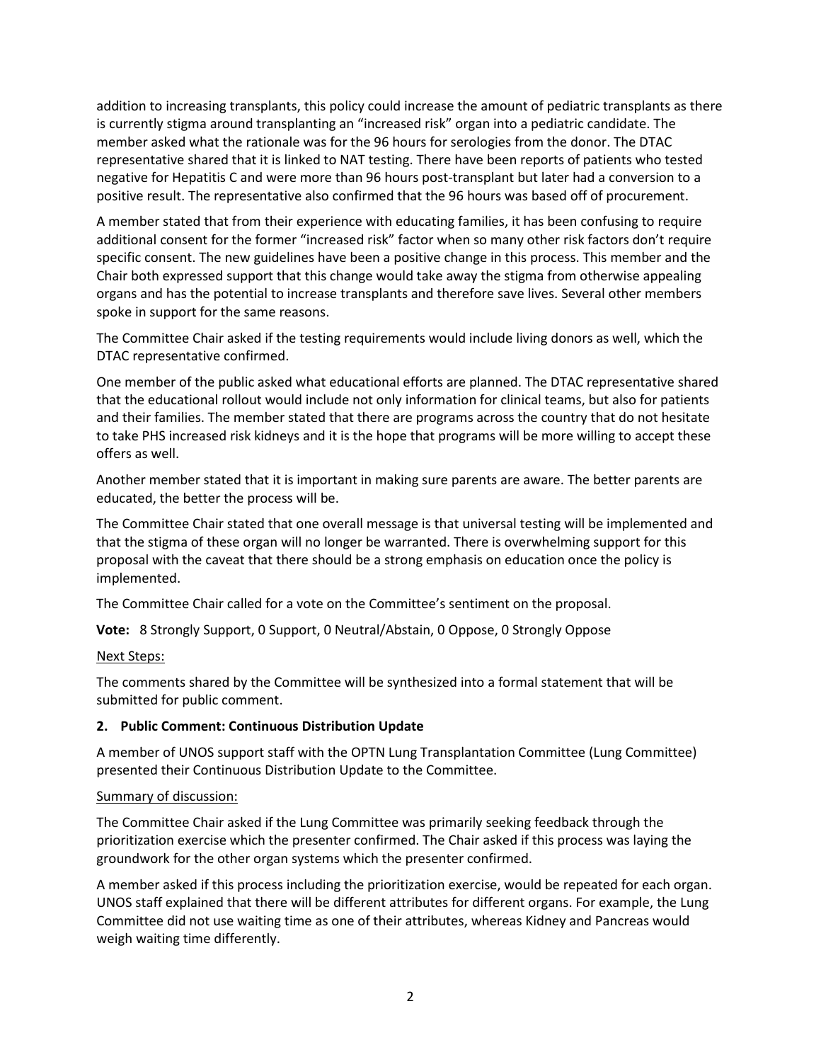addition to increasing transplants, this policy could increase the amount of pediatric transplants as there is currently stigma around transplanting an "increased risk" organ into a pediatric candidate. The member asked what the rationale was for the 96 hours for serologies from the donor. The DTAC representative shared that it is linked to NAT testing. There have been reports of patients who tested negative for Hepatitis C and were more than 96 hours post-transplant but later had a conversion to a positive result. The representative also confirmed that the 96 hours was based off of procurement.

A member stated that from their experience with educating families, it has been confusing to require additional consent for the former "increased risk" factor when so many other risk factors don't require specific consent. The new guidelines have been a positive change in this process. This member and the Chair both expressed support that this change would take away the stigma from otherwise appealing organs and has the potential to increase transplants and therefore save lives. Several other members spoke in support for the same reasons.

The Committee Chair asked if the testing requirements would include living donors as well, which the DTAC representative confirmed.

One member of the public asked what educational efforts are planned. The DTAC representative shared that the educational rollout would include not only information for clinical teams, but also for patients and their families. The member stated that there are programs across the country that do not hesitate to take PHS increased risk kidneys and it is the hope that programs will be more willing to accept these offers as well.

Another member stated that it is important in making sure parents are aware. The better parents are educated, the better the process will be.

The Committee Chair stated that one overall message is that universal testing will be implemented and that the stigma of these organ will no longer be warranted. There is overwhelming support for this proposal with the caveat that there should be a strong emphasis on education once the policy is implemented.

The Committee Chair called for a vote on the Committee's sentiment on the proposal.

**Vote:** 8 Strongly Support, 0 Support, 0 Neutral/Abstain, 0 Oppose, 0 Strongly Oppose

Next Steps:

The comments shared by the Committee will be synthesized into a formal statement that will be submitted for public comment.

**2. Public Comment: Continuous Distribution Update**

A member of UNOS support staff with the OPTN Lung Transplantation Committee (Lung Committee) presented their Continuous Distribution Update to the Committee.

Summary of discussion:

The Committee Chair asked if the Lung Committee was primarily seeking feedback through the prioritization exercise which the presenter confirmed. The Chair asked if this process was laying the groundwork for the other organ systems which the presenter confirmed.

A member asked if this process including the prioritization exercise, would be repeated for each organ. UNOS staff explained that there will be different attributes for different organs. For example, the Lung Committee did not use waiting time as one of their attributes, whereas Kidney and Pancreas would weigh waiting time differently.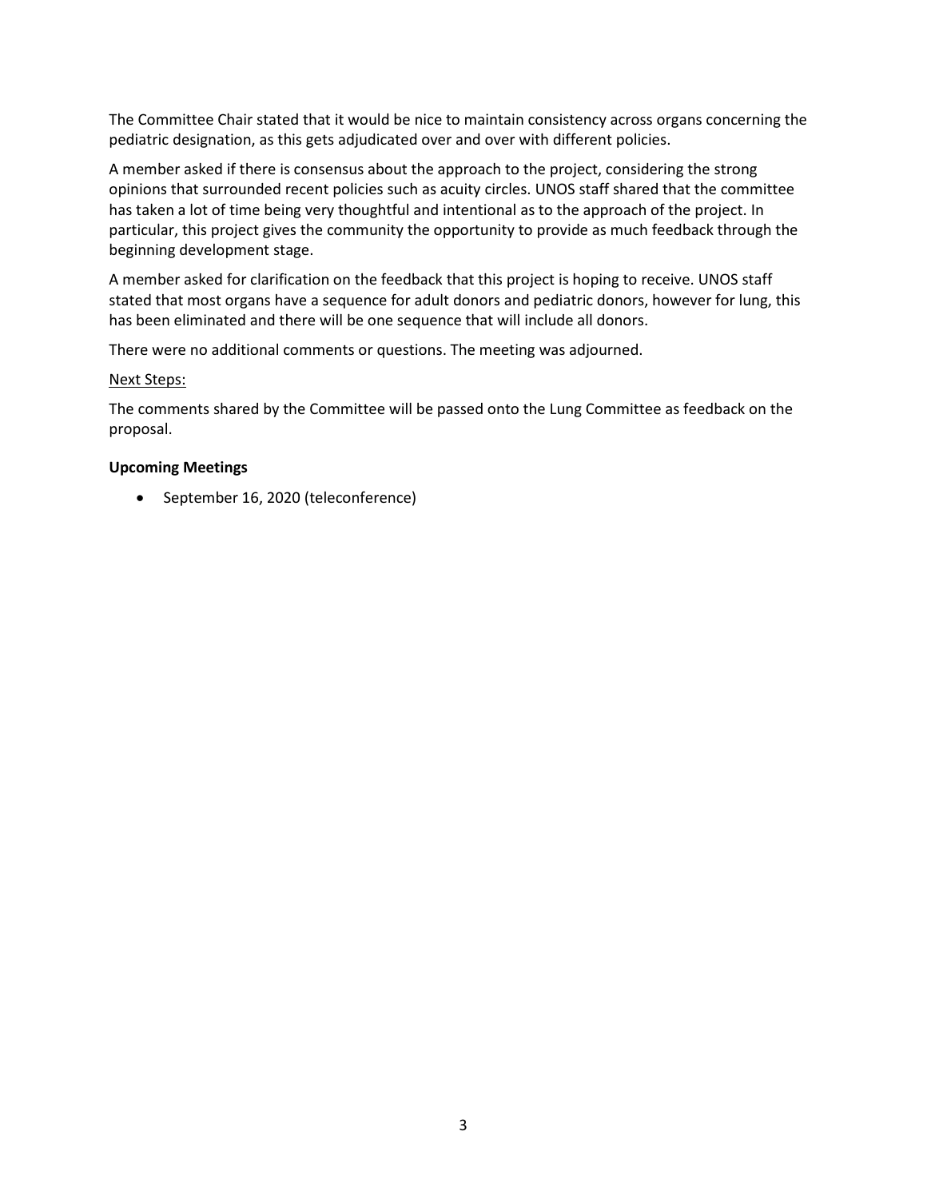The Committee Chair stated that it would be nice to maintain consistency across organs concerning the pediatric designation, as this gets adjudicated over and over with different policies.

A member asked if there is consensus about the approach to the project, considering the strong opinions that surrounded recent policies such as acuity circles. UNOS staff shared that the committee has taken a lot of time being very thoughtful and intentional as to the approach of the project. In particular, this project gives the community the opportunity to provide as much feedback through the beginning development stage.

A member asked for clarification on the feedback that this project is hoping to receive. UNOS staff stated that most organs have a sequence for adult donors and pediatric donors, however for lung, this has been eliminated and there will be one sequence that will include all donors.

There were no additional comments or questions. The meeting was adjourned.

<u>Next Steps:</u>

The comments shared by the Committee will be passed onto the Lung Committee as feedback on the proposal.

**Upcoming Meetings**

- September 16, 2020 (teleconference)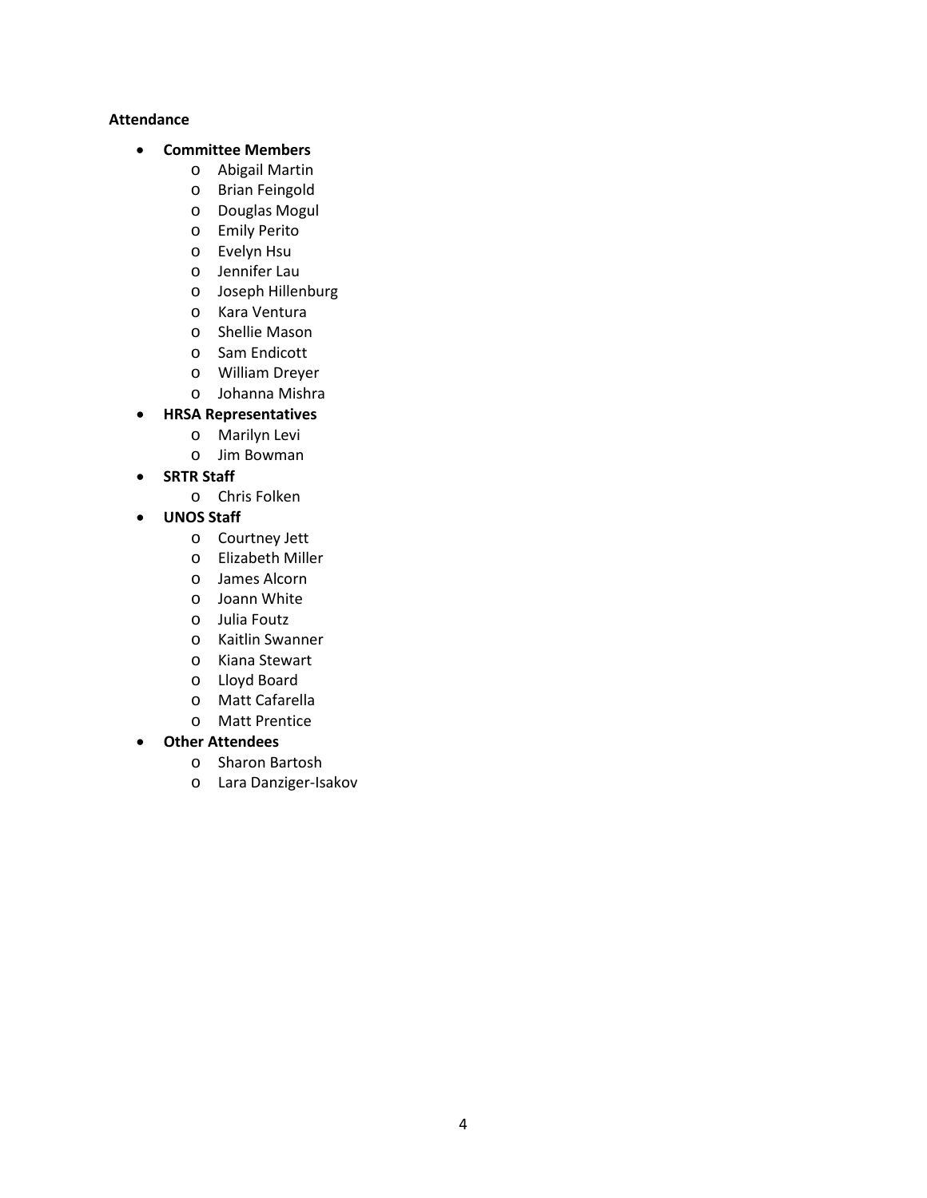**Attendance**

- **Committee Members**
  - Abigail Martin
  - Brian Feingold
  - Douglas Mogul
  - Emily Perito
  - Evelyn Hsu
  - Jennifer Lau
  - Joseph Hillenburg
  - Kara Ventura
  - Shellie Mason
  - Sam Endicott
  - William Dreyer
  - Johanna Mishra
- **HRSA Representatives**
  - Marilyn Levi
  - Jim Bowman
- **SRTR Staff**
  - Chris Folken
- **UNOS Staff**
  - Courtney Jett
  - Elizabeth Miller
  - James Alcorn
  - Joann White
  - Julia Foutz
  - Kaitlin Swanner
  - Kiana Stewart
  - Lloyd Board
  - Matt Cafarella
  - Matt Prentice
- **Other Attendees**
  - Sharon Bartosh
  - Lara Danziger-Isakov